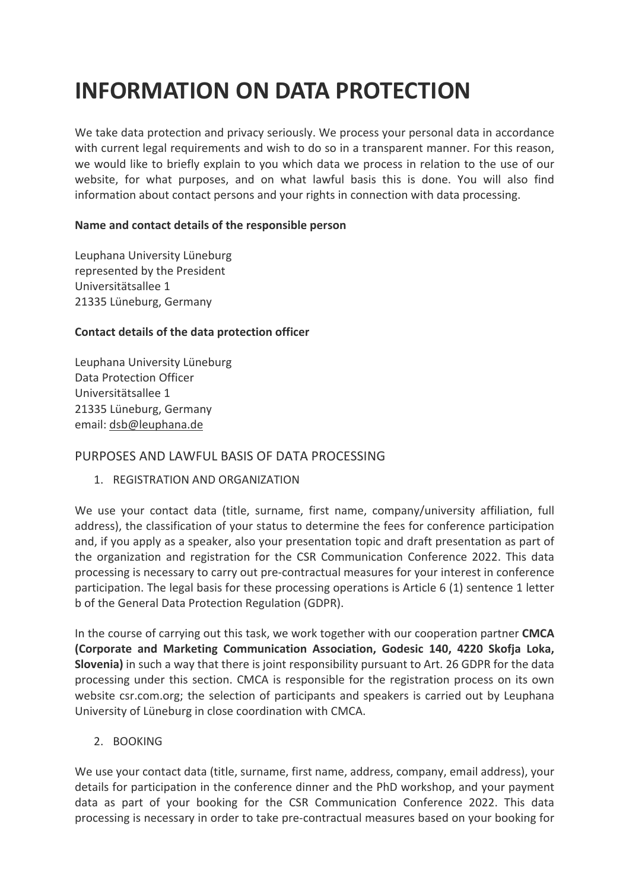# INFORMATION ON DATA PROTECTION

We take data protection and privacy seriously. We process your personal data in accordance with current legal requirements and wish to do so in a transparent manner. For this reason, we would like to briefly explain to you which data we process in relation to the use of our website, for what purposes, and on what lawful basis this is done. You will also find information about contact persons and your rights in connection with data processing.

**Name and contact details of the responsible person**

Leuphana University Lüneburg
represented by the President
Universitätsallee 1
21335 Lüneburg, Germany

**Contact details of the data protection officer**

Leuphana University Lüneburg
Data Protection Officer
Universitätsallee 1
21335 Lüneburg, Germany
email: dsb@leuphana.de

## PURPOSES AND LAWFUL BASIS OF DATA PROCESSING

1. REGISTRATION AND ORGANIZATION

We use your contact data (title, surname, first name, company/university affiliation, full address), the classification of your status to determine the fees for conference participation and, if you apply as a speaker, also your presentation topic and draft presentation as part of the organization and registration for the CSR Communication Conference 2022. This data processing is necessary to carry out pre-contractual measures for your interest in conference participation. The legal basis for these processing operations is Article 6 (1) sentence 1 letter b of the General Data Protection Regulation (GDPR).

In the course of carrying out this task, we work together with our cooperation partner **CMCA (Corporate and Marketing Communication Association, Godesic 140, 4220 Skofja Loka, Slovenia)** in such a way that there is joint responsibility pursuant to Art. 26 GDPR for the data processing under this section. CMCA is responsible for the registration process on its own website csr.com.org; the selection of participants and speakers is carried out by Leuphana University of Lüneburg in close coordination with CMCA.

2. BOOKING

We use your contact data (title, surname, first name, address, company, email address), your details for participation in the conference dinner and the PhD workshop, and your payment data as part of your booking for the CSR Communication Conference 2022. This data processing is necessary in order to take pre-contractual measures based on your booking for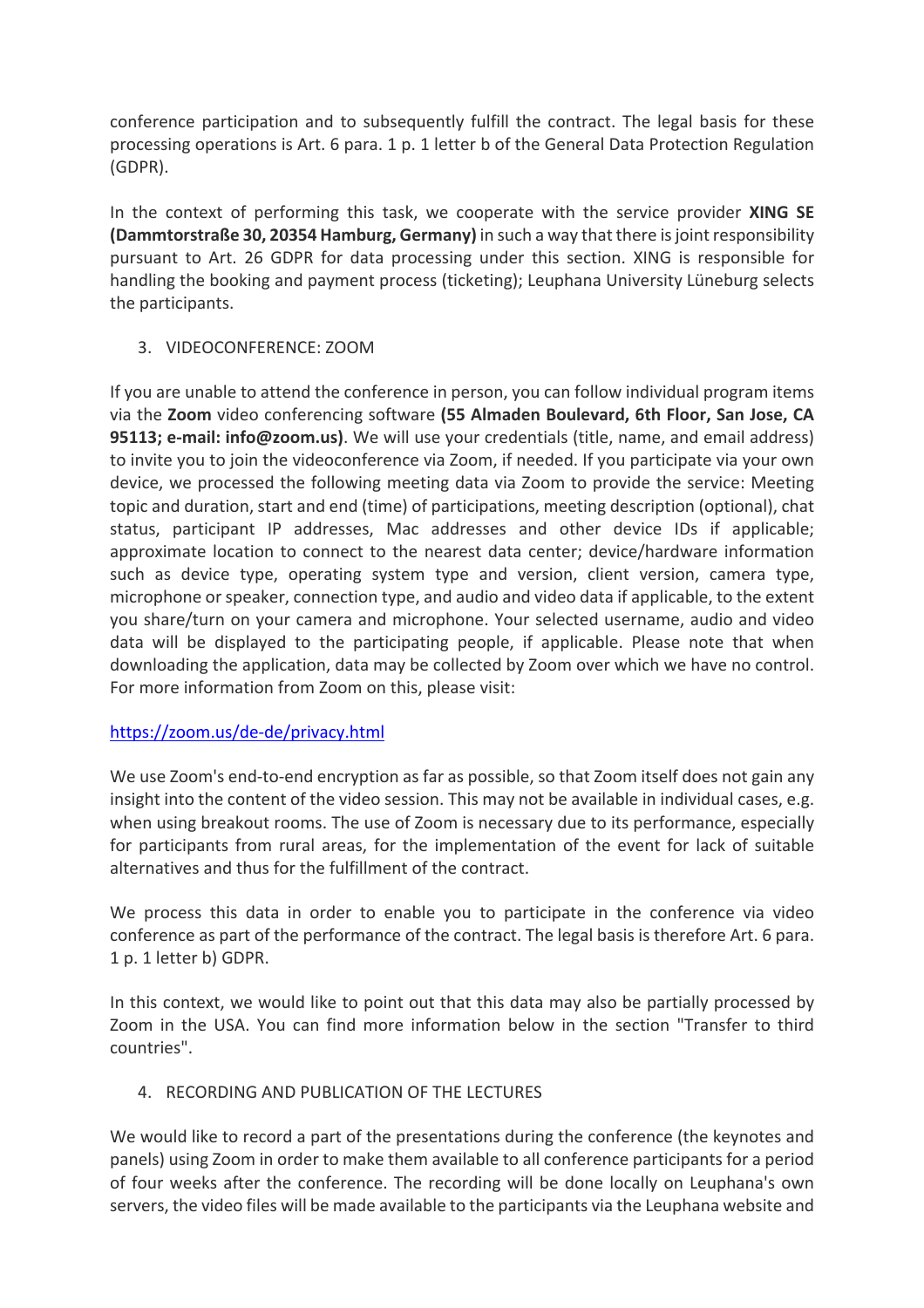conference participation and to subsequently fulfill the contract. The legal basis for these processing operations is Art. 6 para. 1 p. 1 letter b of the General Data Protection Regulation (GDPR).

In the context of performing this task, we cooperate with the service provider **XING SE (Dammtorstraße 30, 20354 Hamburg, Germany)** in such a way that there is joint responsibility pursuant to Art. 26 GDPR for data processing under this section. XING is responsible for handling the booking and payment process (ticketing); Leuphana University Lüneburg selects the participants.

3. VIDEOCONFERENCE: ZOOM

If you are unable to attend the conference in person, you can follow individual program items via the **Zoom** video conferencing software **(55 Almaden Boulevard, 6th Floor, San Jose, CA 95113; e-mail: info@zoom.us)**. We will use your credentials (title, name, and email address) to invite you to join the videoconference via Zoom, if needed. If you participate via your own device, we processed the following meeting data via Zoom to provide the service: Meeting topic and duration, start and end (time) of participations, meeting description (optional), chat status, participant IP addresses, Mac addresses and other device IDs if applicable; approximate location to connect to the nearest data center; device/hardware information such as device type, operating system type and version, client version, camera type, microphone or speaker, connection type, and audio and video data if applicable, to the extent you share/turn on your camera and microphone. Your selected username, audio and video data will be displayed to the participating people, if applicable. Please note that when downloading the application, data may be collected by Zoom over which we have no control. For more information from Zoom on this, please visit:

https://zoom.us/de-de/privacy.html

We use Zoom's end-to-end encryption as far as possible, so that Zoom itself does not gain any insight into the content of the video session. This may not be available in individual cases, e.g. when using breakout rooms. The use of Zoom is necessary due to its performance, especially for participants from rural areas, for the implementation of the event for lack of suitable alternatives and thus for the fulfillment of the contract.

We process this data in order to enable you to participate in the conference via video conference as part of the performance of the contract. The legal basis is therefore Art. 6 para. 1 p. 1 letter b) GDPR.

In this context, we would like to point out that this data may also be partially processed by Zoom in the USA. You can find more information below in the section "Transfer to third countries".

4. RECORDING AND PUBLICATION OF THE LECTURES

We would like to record a part of the presentations during the conference (the keynotes and panels) using Zoom in order to make them available to all conference participants for a period of four weeks after the conference. The recording will be done locally on Leuphana's own servers, the video files will be made available to the participants via the Leuphana website and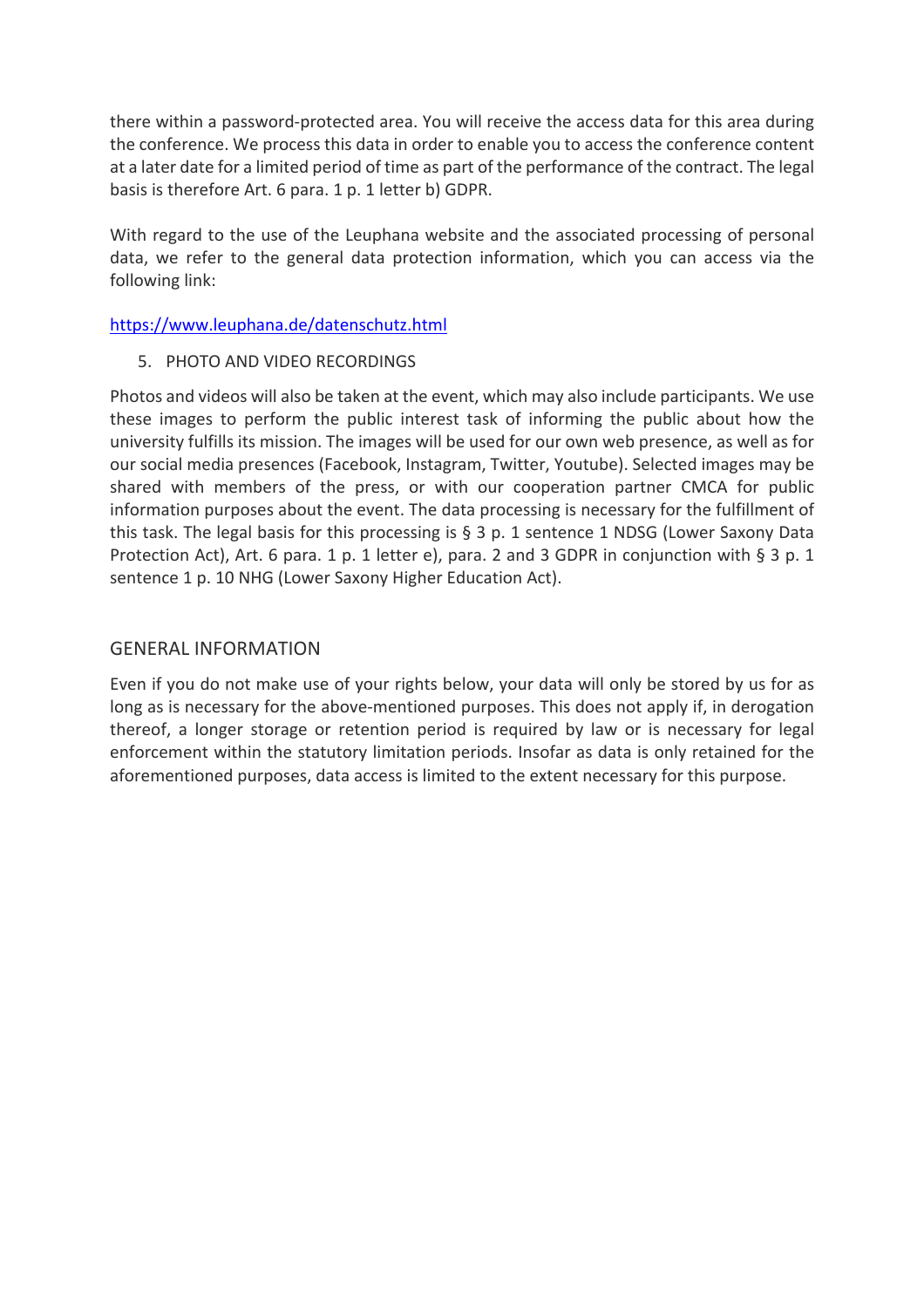there within a password-protected area. You will receive the access data for this area during the conference. We process this data in order to enable you to access the conference content at a later date for a limited period of time as part of the performance of the contract. The legal basis is therefore Art. 6 para. 1 p. 1 letter b) GDPR.

With regard to the use of the Leuphana website and the associated processing of personal data, we refer to the general data protection information, which you can access via the following link:

https://www.leuphana.de/datenschutz.html

5. PHOTO AND VIDEO RECORDINGS

Photos and videos will also be taken at the event, which may also include participants. We use these images to perform the public interest task of informing the public about how the university fulfills its mission. The images will be used for our own web presence, as well as for our social media presences (Facebook, Instagram, Twitter, Youtube). Selected images may be shared with members of the press, or with our cooperation partner CMCA for public information purposes about the event. The data processing is necessary for the fulfillment of this task. The legal basis for this processing is § 3 p. 1 sentence 1 NDSG (Lower Saxony Data Protection Act), Art. 6 para. 1 p. 1 letter e), para. 2 and 3 GDPR in conjunction with § 3 p. 1 sentence 1 p. 10 NHG (Lower Saxony Higher Education Act).

## GENERAL INFORMATION

Even if you do not make use of your rights below, your data will only be stored by us for as long as is necessary for the above-mentioned purposes. This does not apply if, in derogation thereof, a longer storage or retention period is required by law or is necessary for legal enforcement within the statutory limitation periods. Insofar as data is only retained for the aforementioned purposes, data access is limited to the extent necessary for this purpose.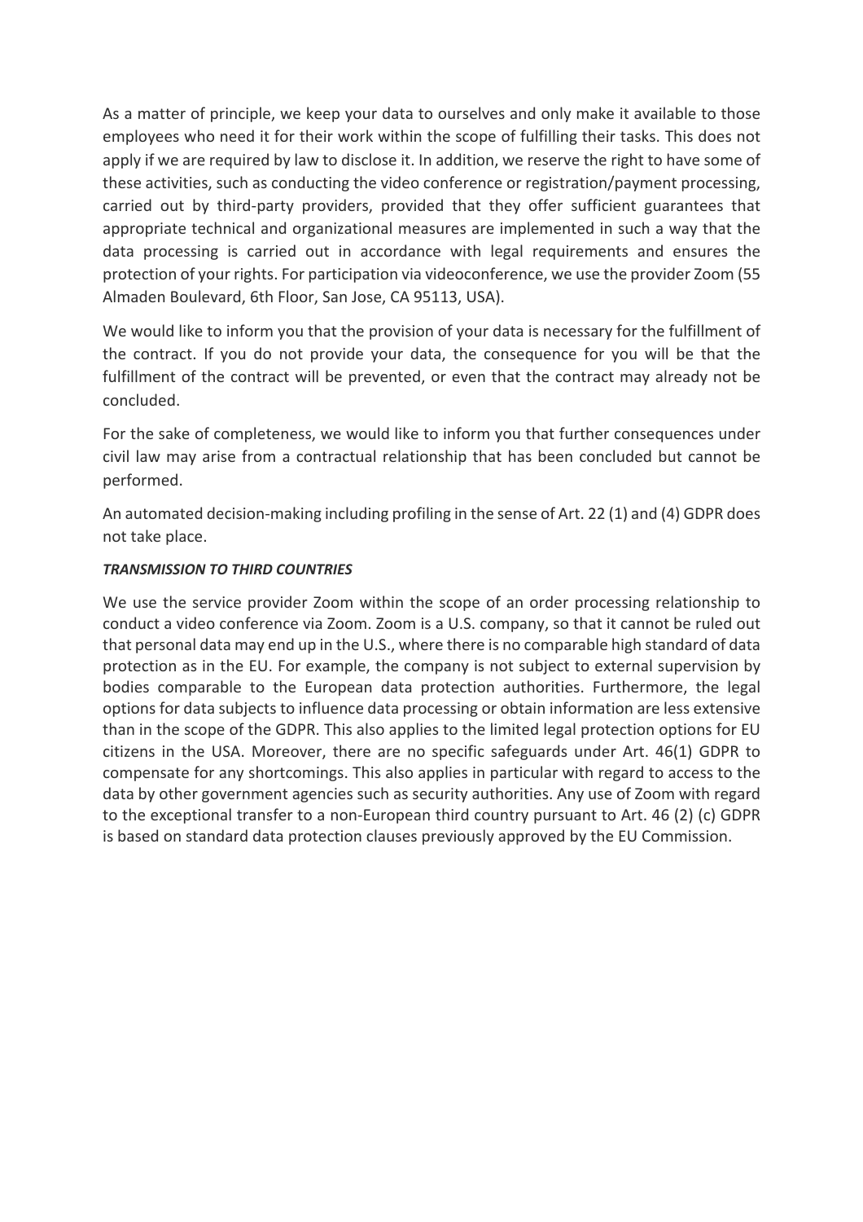As a matter of principle, we keep your data to ourselves and only make it available to those employees who need it for their work within the scope of fulfilling their tasks. This does not apply if we are required by law to disclose it. In addition, we reserve the right to have some of these activities, such as conducting the video conference or registration/payment processing, carried out by third-party providers, provided that they offer sufficient guarantees that appropriate technical and organizational measures are implemented in such a way that the data processing is carried out in accordance with legal requirements and ensures the protection of your rights. For participation via videoconference, we use the provider Zoom (55 Almaden Boulevard, 6th Floor, San Jose, CA 95113, USA).

We would like to inform you that the provision of your data is necessary for the fulfillment of the contract. If you do not provide your data, the consequence for you will be that the fulfillment of the contract will be prevented, or even that the contract may already not be concluded.

For the sake of completeness, we would like to inform you that further consequences under civil law may arise from a contractual relationship that has been concluded but cannot be performed.

An automated decision-making including profiling in the sense of Art. 22 (1) and (4) GDPR does not take place.

***TRANSMISSION TO THIRD COUNTRIES***

We use the service provider Zoom within the scope of an order processing relationship to conduct a video conference via Zoom. Zoom is a U.S. company, so that it cannot be ruled out that personal data may end up in the U.S., where there is no comparable high standard of data protection as in the EU. For example, the company is not subject to external supervision by bodies comparable to the European data protection authorities. Furthermore, the legal options for data subjects to influence data processing or obtain information are less extensive than in the scope of the GDPR. This also applies to the limited legal protection options for EU citizens in the USA. Moreover, there are no specific safeguards under Art. 46(1) GDPR to compensate for any shortcomings. This also applies in particular with regard to access to the data by other government agencies such as security authorities. Any use of Zoom with regard to the exceptional transfer to a non-European third country pursuant to Art. 46 (2) (c) GDPR is based on standard data protection clauses previously approved by the EU Commission.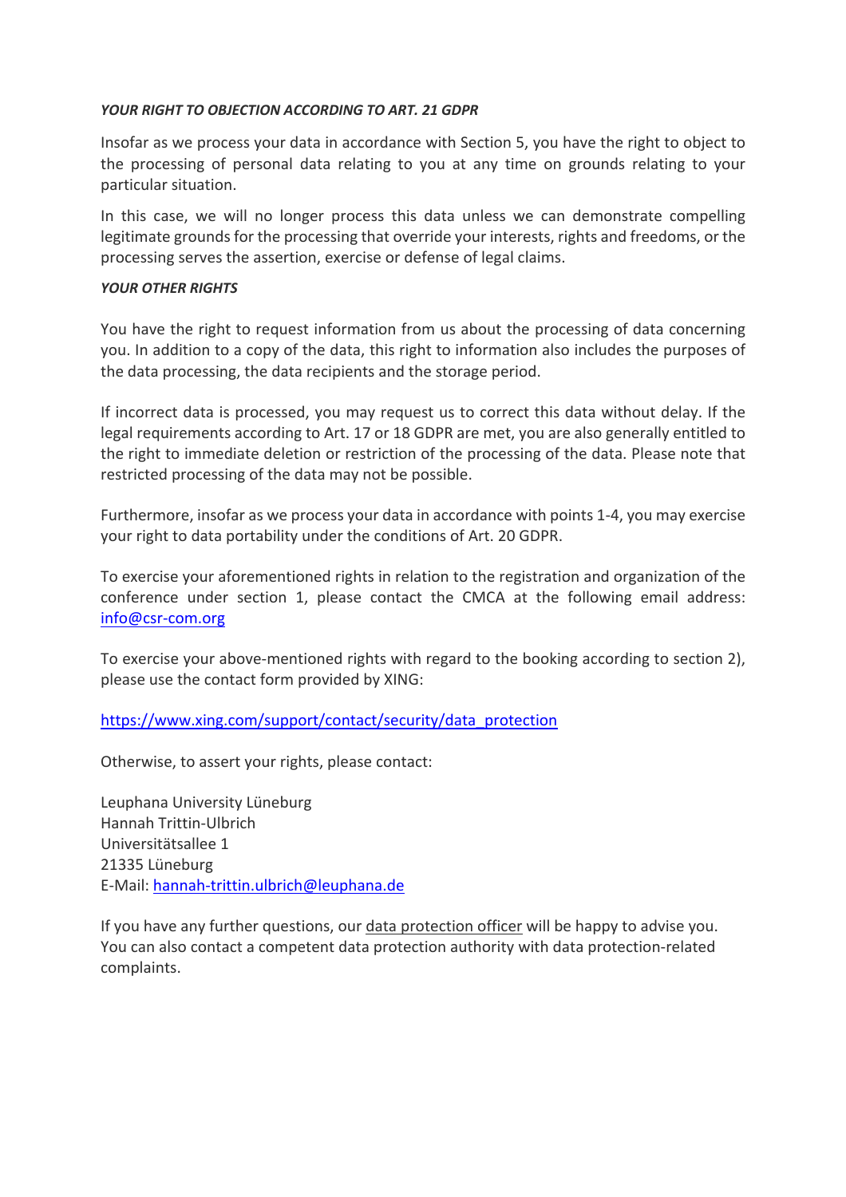### *YOUR RIGHT TO OBJECTION ACCORDING TO ART. 21 GDPR*

Insofar as we process your data in accordance with Section 5, you have the right to object to the processing of personal data relating to you at any time on grounds relating to your particular situation.

In this case, we will no longer process this data unless we can demonstrate compelling legitimate grounds for the processing that override your interests, rights and freedoms, or the processing serves the assertion, exercise or defense of legal claims.

### *YOUR OTHER RIGHTS*

You have the right to request information from us about the processing of data concerning you. In addition to a copy of the data, this right to information also includes the purposes of the data processing, the data recipients and the storage period.

If incorrect data is processed, you may request us to correct this data without delay. If the legal requirements according to Art. 17 or 18 GDPR are met, you are also generally entitled to the right to immediate deletion or restriction of the processing of the data. Please note that restricted processing of the data may not be possible.

Furthermore, insofar as we process your data in accordance with points 1-4, you may exercise your right to data portability under the conditions of Art. 20 GDPR.

To exercise your aforementioned rights in relation to the registration and organization of the conference under section 1, please contact the CMCA at the following email address: info@csr-com.org

To exercise your above-mentioned rights with regard to the booking according to section 2), please use the contact form provided by XING:

https://www.xing.com/support/contact/security/data_protection

Otherwise, to assert your rights, please contact:

Leuphana University Lüneburg
Hannah Trittin-Ulbrich
Universitätsallee 1
21335 Lüneburg
E-Mail: hannah-trittin.ulbrich@leuphana.de

If you have any further questions, our data protection officer will be happy to advise you. You can also contact a competent data protection authority with data protection-related complaints.